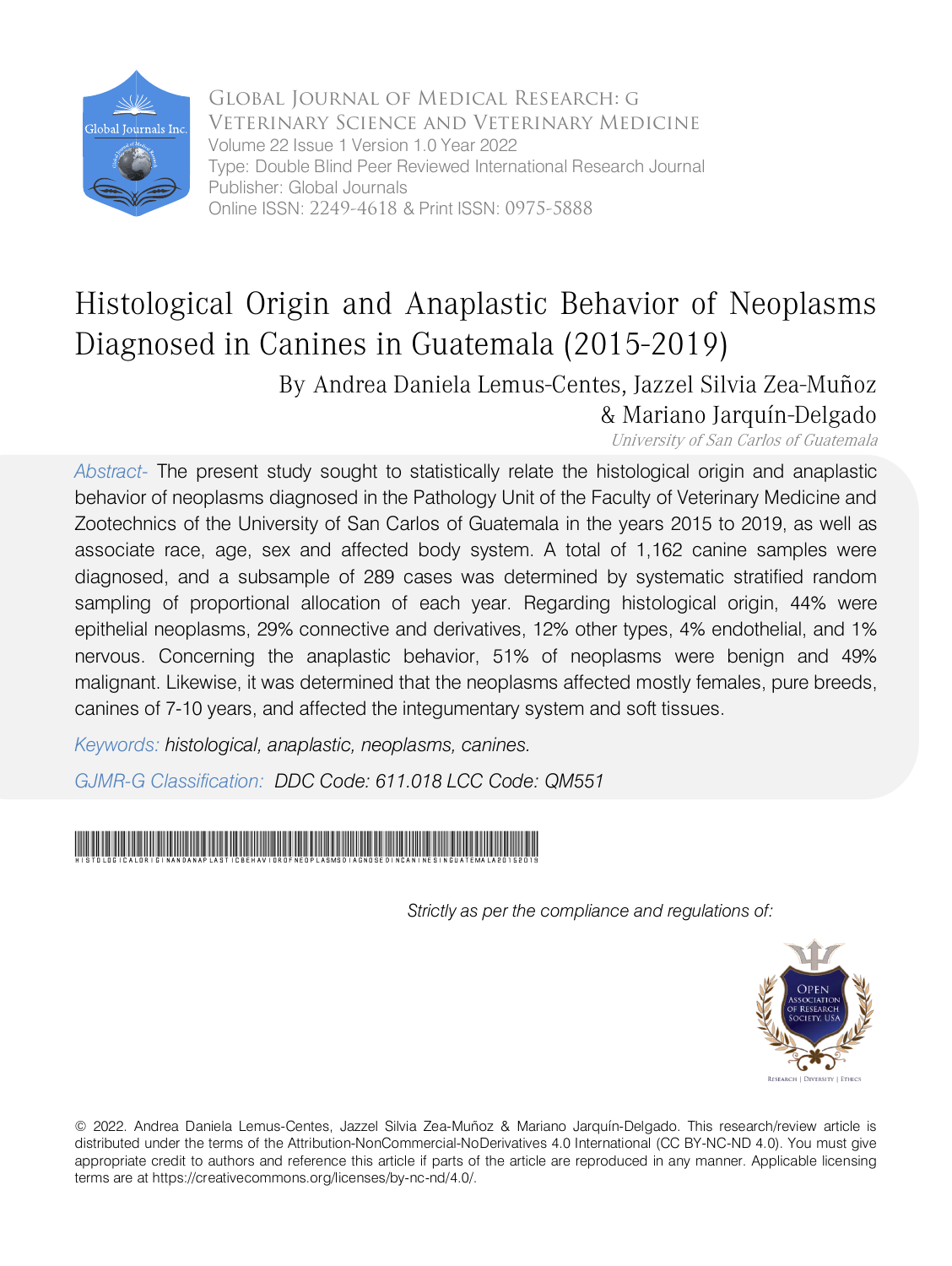Global Journal of Medical Research: G
Veterinary Science and Veterinary Medicine
Volume 22 Issue 1 Version 1.0 Year 2022
Type: Double Blind Peer Reviewed International Research Journal
Publisher: Global Journals
Online ISSN: 2249-4618 & Print ISSN: 0975-5888

# Histological Origin and Anaplastic Behavior of Neoplasms Diagnosed in Canines in Guatemala (2015-2019)

By Andrea Daniela Lemus-Centes, Jazzel Silvia Zea-Muñoz & Mariano Jarquín-Delgado

*University of San Carlos of Guatemala*

*Abstract-* The present study sought to statistically relate the histological origin and anaplastic behavior of neoplasms diagnosed in the Pathology Unit of the Faculty of Veterinary Medicine and Zootechnics of the University of San Carlos of Guatemala in the years 2015 to 2019, as well as associate race, age, sex and affected body system. A total of 1,162 canine samples were diagnosed, and a subsample of 289 cases was determined by systematic stratified random sampling of proportional allocation of each year. Regarding histological origin, 44% were epithelial neoplasms, 29% connective and derivatives, 12% other types, 4% endothelial, and 1% nervous. Concerning the anaplastic behavior, 51% of neoplasms were benign and 49% malignant. Likewise, it was determined that the neoplasms affected mostly females, pure breeds, canines of 7-10 years, and affected the integumentary system and soft tissues.

*Keywords: histological, anaplastic, neoplasms, canines.*

*GJMR-G Classification: DDC Code: 611.018 LCC Code: QM551*

HISTOLOGICALORIGINANDANAPLASTICBEHAVIOROFNEOPLASMSDIAGNOSEDINCANINESINGUATEMALA20152019

*Strictly as per the compliance and regulations of:*

© 2022. Andrea Daniela Lemus-Centes, Jazzel Silvia Zea-Muñoz & Mariano Jarquín-Delgado. This research/review article is distributed under the terms of the Attribution-NonCommercial-NoDerivatives 4.0 International (CC BY-NC-ND 4.0). You must give appropriate credit to authors and reference this article if parts of the article are reproduced in any manner. Applicable licensing terms are at https://creativecommons.org/licenses/by-nc-nd/4.0/.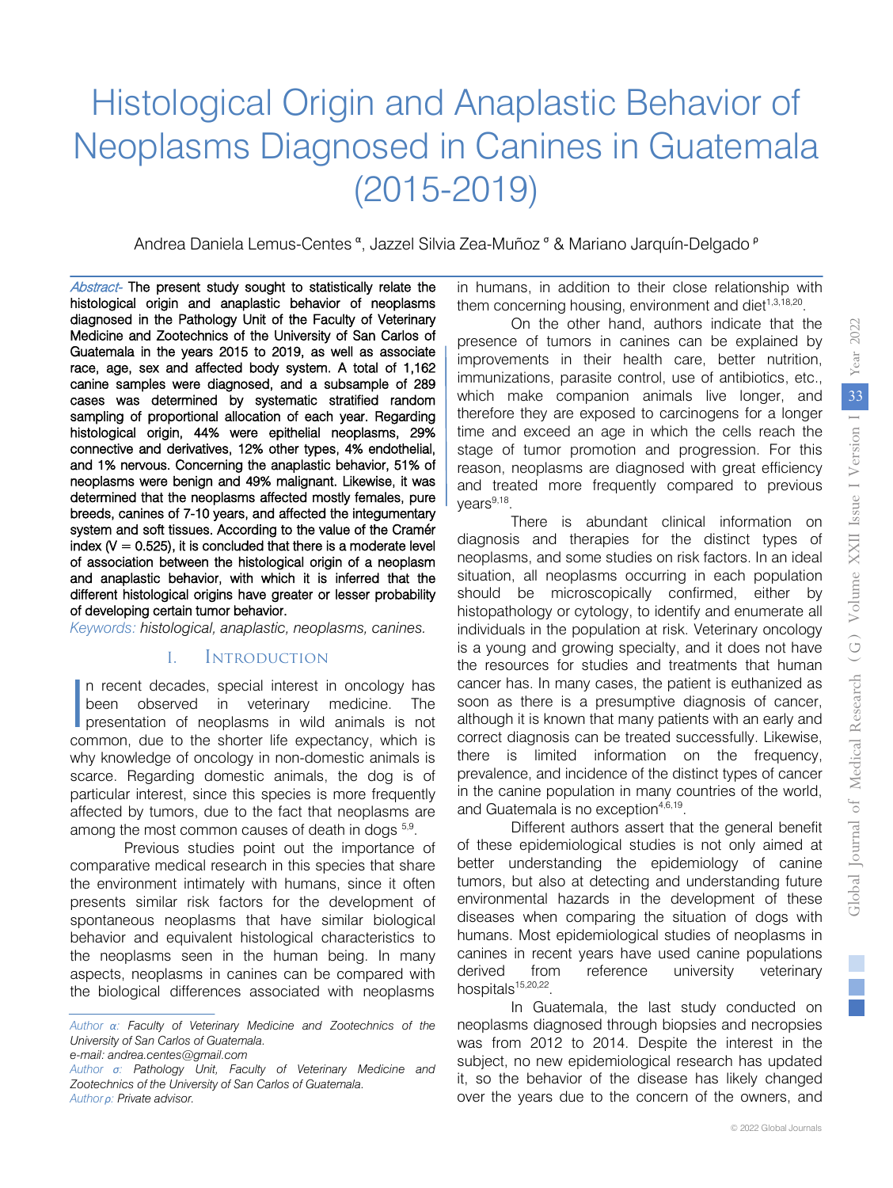# Histological Origin and Anaplastic Behavior of Neoplasms Diagnosed in Canines in Guatemala (2015-2019)

Andrea Daniela Lemus-Centes [α], Jazzel Silvia Zea-Muñoz [σ] & Mariano Jarquín-Delgado [ρ]

*Abstract-* **The present study sought to statistically relate the histological origin and anaplastic behavior of neoplasms diagnosed in the Pathology Unit of the Faculty of Veterinary Medicine and Zootechnics of the University of San Carlos of Guatemala in the years 2015 to 2019, as well as associate race, age, sex and affected body system. A total of 1,162 canine samples were diagnosed, and a subsample of 289 cases was determined by systematic stratified random sampling of proportional allocation of each year. Regarding histological origin, 44% were epithelial neoplasms, 29% connective and derivatives, 12% other types, 4% endothelial, and 1% nervous. Concerning the anaplastic behavior, 51% of neoplasms were benign and 49% malignant. Likewise, it was determined that the neoplasms affected mostly females, pure breeds, canines of 7-10 years, and affected the integumentary system and soft tissues. According to the value of the Cramér index (V = 0.525), it is concluded that there is a moderate level of association between the histological origin of a neoplasm and anaplastic behavior, with which it is inferred that the different histological origins have greater or lesser probability of developing certain tumor behavior.**

*Keywords: histological, anaplastic, neoplasms, canines.*

## I. Introduction

In recent decades, special interest in oncology has been observed in veterinary medicine. The presentation of neoplasms in wild animals is not common, due to the shorter life expectancy, which is why knowledge of oncology in non-domestic animals is scarce. Regarding domestic animals, the dog is of particular interest, since this species is more frequently affected by tumors, due to the fact that neoplasms are among the most common causes of death in dogs [5,9].

Previous studies point out the importance of comparative medical research in this species that share the environment intimately with humans, since it often presents similar risk factors for the development of spontaneous neoplasms that have similar biological behavior and equivalent histological characteristics to the neoplasms seen in the human being. In many aspects, neoplasms in canines can be compared with the biological differences associated with neoplasms in humans, in addition to their close relationship with them concerning housing, environment and diet[1,3,18,20].

On the other hand, authors indicate that the presence of tumors in canines can be explained by improvements in their health care, better nutrition, immunizations, parasite control, use of antibiotics, etc., which make companion animals live longer, and therefore they are exposed to carcinogens for a longer time and exceed an age in which the cells reach the stage of tumor promotion and progression. For this reason, neoplasms are diagnosed with great efficiency and treated more frequently compared to previous years[9,18].

There is abundant clinical information on diagnosis and therapies for the distinct types of neoplasms, and some studies on risk factors. In an ideal situation, all neoplasms occurring in each population should be microscopically confirmed, either by histopathology or cytology, to identify and enumerate all individuals in the population at risk. Veterinary oncology is a young and growing specialty, and it does not have the resources for studies and treatments that human cancer has. In many cases, the patient is euthanized as soon as there is a presumptive diagnosis of cancer, although it is known that many patients with an early and correct diagnosis can be treated successfully. Likewise, there is limited information on the frequency, prevalence, and incidence of the distinct types of cancer in the canine population in many countries of the world, and Guatemala is no exception[4,6,19].

Different authors assert that the general benefit of these epidemiological studies is not only aimed at better understanding the epidemiology of canine tumors, but also at detecting and understanding future environmental hazards in the development of these diseases when comparing the situation of dogs with humans. Most epidemiological studies of neoplasms in canines in recent years have used canine populations derived from reference university veterinary hospitals[15,20,22].

In Guatemala, the last study conducted on neoplasms diagnosed through biopsies and necropsies was from 2012 to 2014. Despite the interest in the subject, no new epidemiological research has updated it, so the behavior of the disease has likely changed over the years due to the concern of the owners, and

*Author α: Faculty of Veterinary Medicine and Zootechnics of the University of San Carlos of Guatemala.*
*e-mail: andrea.centes@gmail.com*
*Author σ: Pathology Unit, Faculty of Veterinary Medicine and Zootechnics of the University of San Carlos of Guatemala.*
*Author ρ: Private advisor.*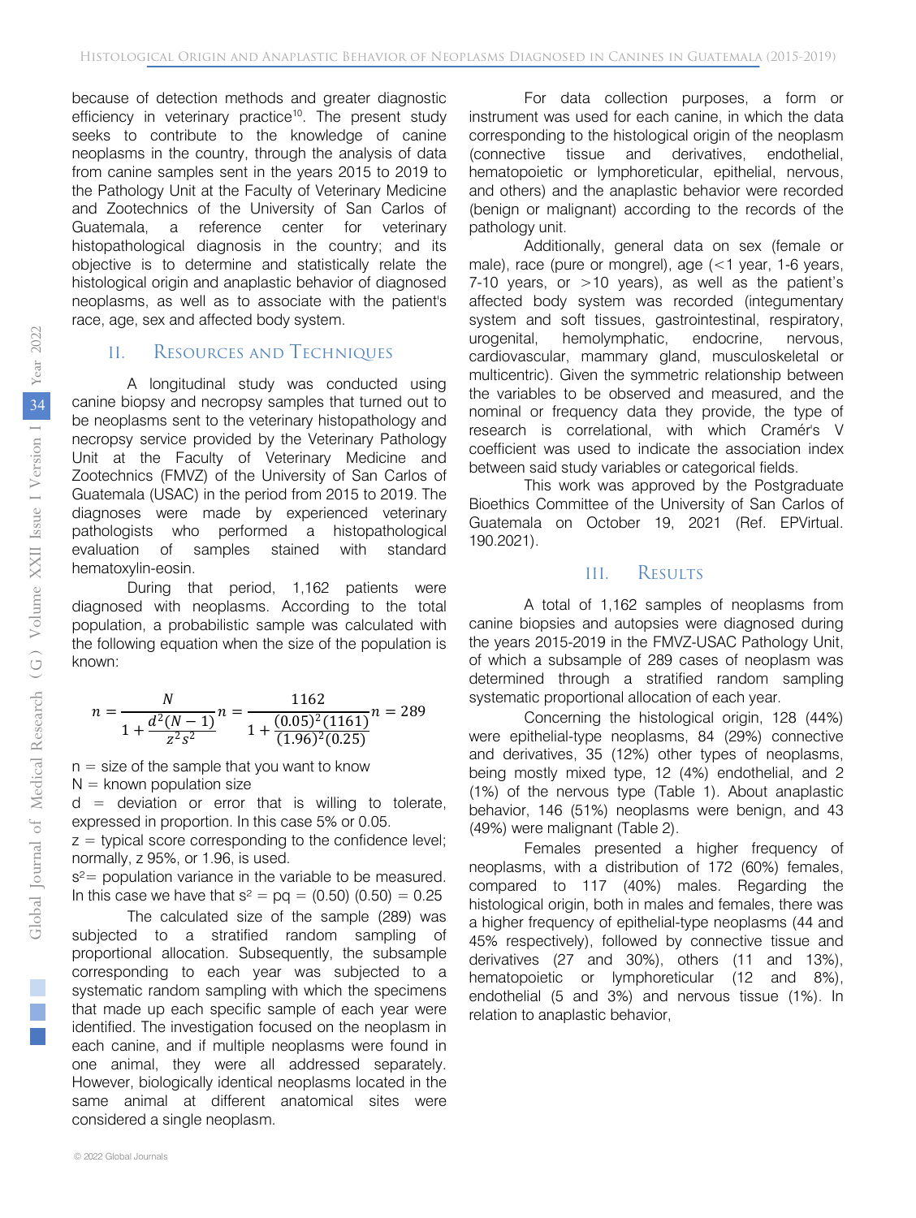because of detection methods and greater diagnostic efficiency in veterinary practice[10]. The present study seeks to contribute to the knowledge of canine neoplasms in the country, through the analysis of data from canine samples sent in the years 2015 to 2019 to the Pathology Unit at the Faculty of Veterinary Medicine and Zootechnics of the University of San Carlos of Guatemala, a reference center for veterinary histopathological diagnosis in the country; and its objective is to determine and statistically relate the histological origin and anaplastic behavior of diagnosed neoplasms, as well as to associate with the patient's race, age, sex and affected body system.

## II. Resources and Techniques

A longitudinal study was conducted using canine biopsy and necropsy samples that turned out to be neoplasms sent to the veterinary histopathology and necropsy service provided by the Veterinary Pathology Unit at the Faculty of Veterinary Medicine and Zootechnics (FMVZ) of the University of San Carlos of Guatemala (USAC) in the period from 2015 to 2019. The diagnoses were made by experienced veterinary pathologists who performed a histopathological evaluation of samples stained with standard hematoxylin-eosin.

During that period, 1,162 patients were diagnosed with neoplasms. According to the total population, a probabilistic sample was calculated with the following equation when the size of the population is known:

$$n = \frac{N}{1 + \frac{d^2(N-1)}{z^2 s^2}} n = \frac{1162}{1 + \frac{(0.05)^2(1161)}{(1.96)^2(0.25)}} n = 289$$

n = size of the sample that you want to know

N = known population size

d = deviation or error that is willing to tolerate, expressed in proportion. In this case 5% or 0.05.

z = typical score corresponding to the confidence level; normally, z 95%, or 1.96, is used.

$s^2$ = population variance in the variable to be measured. In this case we have that $s^2 = pq = (0.50)(0.50) = 0.25$

The calculated size of the sample (289) was subjected to a stratified random sampling of proportional allocation. Subsequently, the subsample corresponding to each year was subjected to a systematic random sampling with which the specimens that made up each specific sample of each year were identified. The investigation focused on the neoplasm in each canine, and if multiple neoplasms were found in one animal, they were all addressed separately. However, biologically identical neoplasms located in the same animal at different anatomical sites were considered a single neoplasm.

For data collection purposes, a form or instrument was used for each canine, in which the data corresponding to the histological origin of the neoplasm (connective tissue and derivatives, endothelial, hematopoietic or lymphoreticular, epithelial, nervous, and others) and the anaplastic behavior were recorded (benign or malignant) according to the records of the pathology unit.

Additionally, general data on sex (female or male), race (pure or mongrel), age (<1 year, 1-6 years, 7-10 years, or >10 years), as well as the patient's affected body system was recorded (integumentary system and soft tissues, gastrointestinal, respiratory, urogenital, hemolymphatic, endocrine, nervous, cardiovascular, mammary gland, musculoskeletal or multicentric). Given the symmetric relationship between the variables to be observed and measured, and the nominal or frequency data they provide, the type of research is correlational, with which Cramér's V coefficient was used to indicate the association index between said study variables or categorical fields.

This work was approved by the Postgraduate Bioethics Committee of the University of San Carlos of Guatemala on October 19, 2021 (Ref. EPVirtual. 190.2021).

## III. Results

A total of 1,162 samples of neoplasms from canine biopsies and autopsies were diagnosed during the years 2015-2019 in the FMVZ-USAC Pathology Unit, of which a subsample of 289 cases of neoplasm was determined through a stratified random sampling systematic proportional allocation of each year.

Concerning the histological origin, 128 (44%) were epithelial-type neoplasms, 84 (29%) connective and derivatives, 35 (12%) other types of neoplasms, being mostly mixed type, 12 (4%) endothelial, and 2 (1%) of the nervous type (Table 1). About anaplastic behavior, 146 (51%) neoplasms were benign, and 43 (49%) were malignant (Table 2).

Females presented a higher frequency of neoplasms, with a distribution of 172 (60%) females, compared to 117 (40%) males. Regarding the histological origin, both in males and females, there was a higher frequency of epithelial-type neoplasms (44 and 45% respectively), followed by connective tissue and derivatives (27 and 30%), others (11 and 13%), hematopoietic or lymphoreticular (12 and 8%), endothelial (5 and 3%) and nervous tissue (1%). In relation to anaplastic behavior,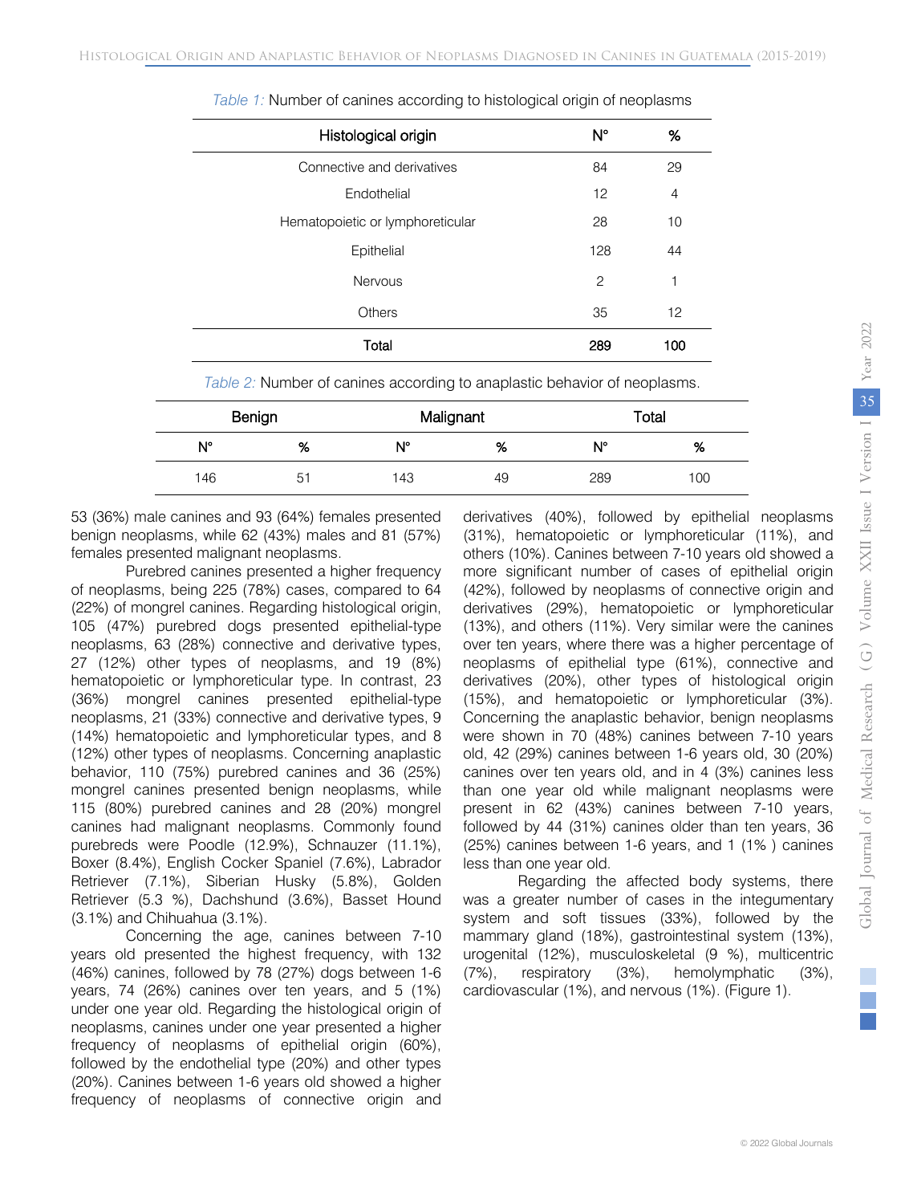*Table 1:* Number of canines according to histological origin of neoplasms

| Histological origin | N° | % |
|---|---|---|
| Connective and derivatives | 84 | 29 |
| Endothelial | 12 | 4 |
| Hematopoietic or lymphoreticular | 28 | 10 |
| Epithelial | 128 | 44 |
| Nervous | 2 | 1 |
| Others | 35 | 12 |
| **Total** | **289** | **100** |

*Table 2:* Number of canines according to anaplastic behavior of neoplasms.

| Benign | | Malignant | | Total | |
|---|---|---|---|---|---|
| N° | % | N° | % | N° | % |
| 146 | 51 | 143 | 49 | 289 | 100 |

53 (36%) male canines and 93 (64%) females presented benign neoplasms, while 62 (43%) males and 81 (57%) females presented malignant neoplasms.

Purebred canines presented a higher frequency of neoplasms, being 225 (78%) cases, compared to 64 (22%) of mongrel canines. Regarding histological origin, 105 (47%) purebred dogs presented epithelial-type neoplasms, 63 (28%) connective and derivative types, 27 (12%) other types of neoplasms, and 19 (8%) hematopoietic or lymphoreticular type. In contrast, 23 (36%) mongrel canines presented epithelial-type neoplasms, 21 (33%) connective and derivative types, 9 (14%) hematopoietic and lymphoreticular types, and 8 (12%) other types of neoplasms. Concerning anaplastic behavior, 110 (75%) purebred canines and 36 (25%) mongrel canines presented benign neoplasms, while 115 (80%) purebred canines and 28 (20%) mongrel canines had malignant neoplasms. Commonly found purebreds were Poodle (12.9%), Schnauzer (11.1%), Boxer (8.4%), English Cocker Spaniel (7.6%), Labrador Retriever (7.1%), Siberian Husky (5.8%), Golden Retriever (5.3 %), Dachshund (3.6%), Basset Hound (3.1%) and Chihuahua (3.1%).

Concerning the age, canines between 7-10 years old presented the highest frequency, with 132 (46%) canines, followed by 78 (27%) dogs between 1-6 years, 74 (26%) canines over ten years, and 5 (1%) under one year old. Regarding the histological origin of neoplasms, canines under one year presented a higher frequency of neoplasms of epithelial origin (60%), followed by the endothelial type (20%) and other types (20%). Canines between 1-6 years old showed a higher frequency of neoplasms of connective origin and derivatives (40%), followed by epithelial neoplasms (31%), hematopoietic or lymphoreticular (11%), and others (10%). Canines between 7-10 years old showed a more significant number of cases of epithelial origin (42%), followed by neoplasms of connective origin and derivatives (29%), hematopoietic or lymphoreticular (13%), and others (11%). Very similar were the canines over ten years, where there was a higher percentage of neoplasms of epithelial type (61%), connective and derivatives (20%), other types of histological origin (15%), and hematopoietic or lymphoreticular (3%). Concerning the anaplastic behavior, benign neoplasms were shown in 70 (48%) canines between 7-10 years old, 42 (29%) canines between 1-6 years old, 30 (20%) canines over ten years old, and in 4 (3%) canines less than one year old while malignant neoplasms were present in 62 (43%) canines between 7-10 years, followed by 44 (31%) canines older than ten years, 36 (25%) canines between 1-6 years, and 1 (1% ) canines less than one year old.

Regarding the affected body systems, there was a greater number of cases in the integumentary system and soft tissues (33%), followed by the mammary gland (18%), gastrointestinal system (13%), urogenital (12%), musculoskeletal (9 %), multicentric (7%), respiratory (3%), hemolymphatic (3%), cardiovascular (1%), and nervous (1%). (Figure 1).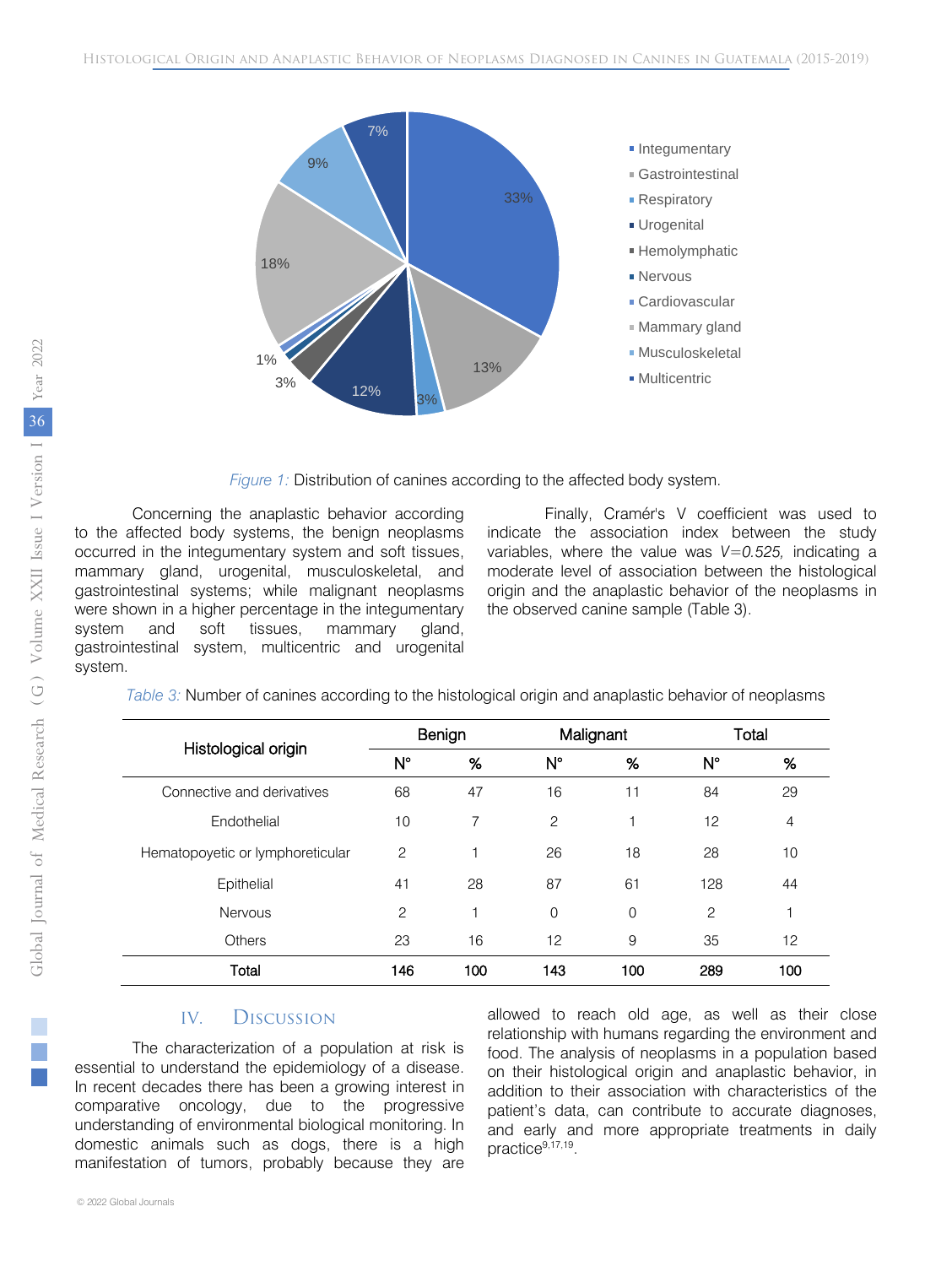Figure 1: Distribution of canines according to the affected body system.

Concerning the anaplastic behavior according to the affected body systems, the benign neoplasms occurred in the integumentary system and soft tissues, mammary gland, urogenital, musculoskeletal, and gastrointestinal systems; while malignant neoplasms were shown in a higher percentage in the integumentary system and soft tissues, mammary gland, gastrointestinal system, multicentric and urogenital system.

Finally, Cramér's V coefficient was used to indicate the association index between the study variables, where the value was *V=0.525,* indicating a moderate level of association between the histological origin and the anaplastic behavior of the neoplasms in the observed canine sample (Table 3).

*Table 3:* Number of canines according to the histological origin and anaplastic behavior of neoplasms

| Histological origin | Benign | | Malignant | | Total | |
|---|---|---|---|---|---|---|
| | N° | % | N° | % | N° | % |
| Connective and derivatives | 68 | 47 | 16 | 11 | 84 | 29 |
| Endothelial | 10 | 7 | 2 | 1 | 12 | 4 |
| Hematopoyetic or lymphoreticular | 2 | 1 | 26 | 18 | 28 | 10 |
| Epithelial | 41 | 28 | 87 | 61 | 128 | 44 |
| Nervous | 2 | 1 | 0 | 0 | 2 | 1 |
| Others | 23 | 16 | 12 | 9 | 35 | 12 |
| **Total** | **146** | **100** | **143** | **100** | **289** | **100** |

## IV. Discussion

The characterization of a population at risk is essential to understand the epidemiology of a disease. In recent decades there has been a growing interest in comparative oncology, due to the progressive understanding of environmental biological monitoring. In domestic animals such as dogs, there is a high manifestation of tumors, probably because they are allowed to reach old age, as well as their close relationship with humans regarding the environment and food. The analysis of neoplasms in a population based on their histological origin and anaplastic behavior, in addition to their association with characteristics of the patient's data, can contribute to accurate diagnoses, and early and more appropriate treatments in daily practice[9,17,19].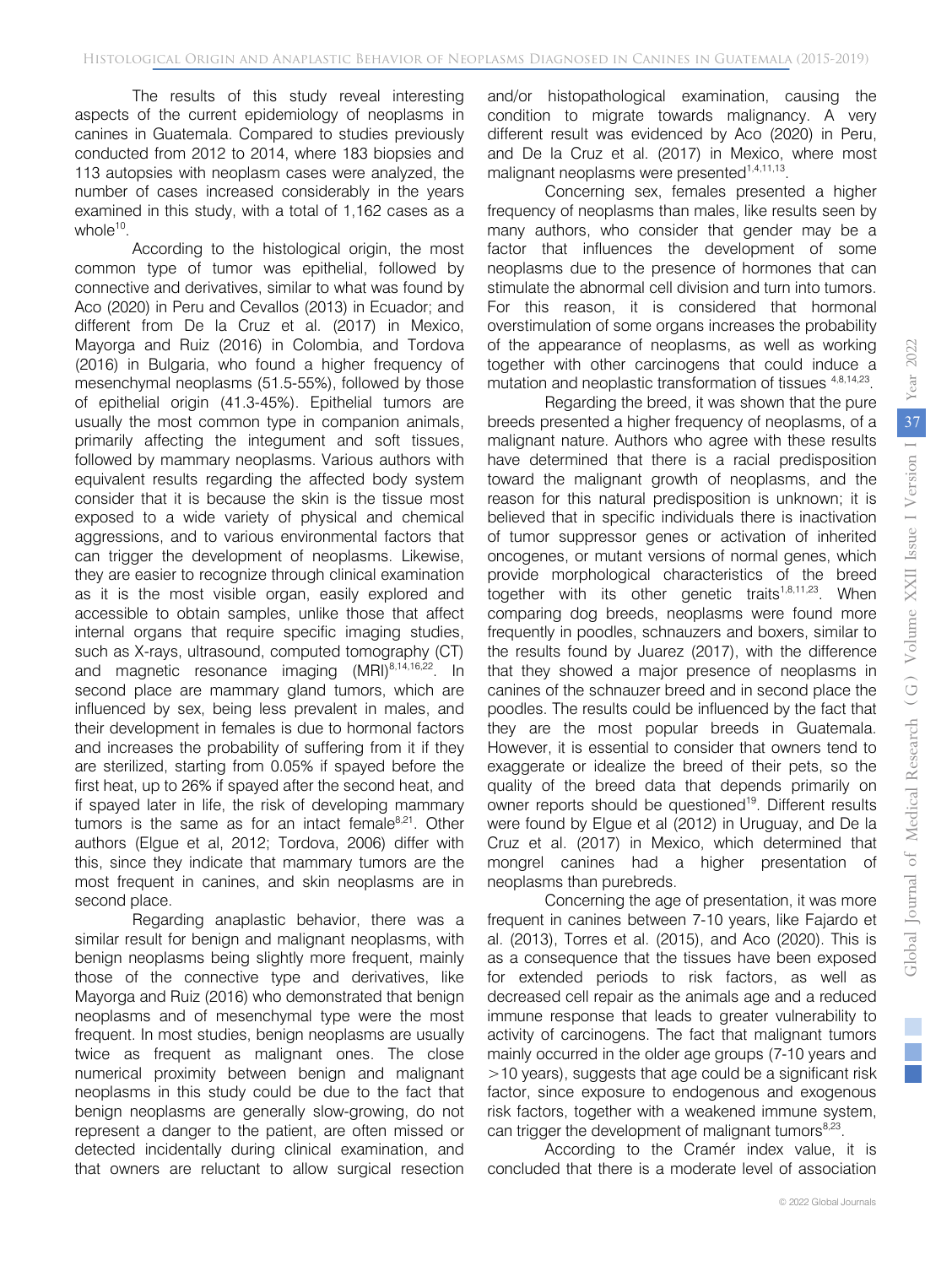The results of this study reveal interesting aspects of the current epidemiology of neoplasms in canines in Guatemala. Compared to studies previously conducted from 2012 to 2014, where 183 biopsies and 113 autopsies with neoplasm cases were analyzed, the number of cases increased considerably in the years examined in this study, with a total of 1,162 cases as a whole[10].

According to the histological origin, the most common type of tumor was epithelial, followed by connective and derivatives, similar to what was found by Aco (2020) in Peru and Cevallos (2013) in Ecuador; and different from De la Cruz et al. (2017) in Mexico, Mayorga and Ruiz (2016) in Colombia, and Tordova (2016) in Bulgaria, who found a higher frequency of mesenchymal neoplasms (51.5-55%), followed by those of epithelial origin (41.3-45%). Epithelial tumors are usually the most common type in companion animals, primarily affecting the integument and soft tissues, followed by mammary neoplasms. Various authors with equivalent results regarding the affected body system consider that it is because the skin is the tissue most exposed to a wide variety of physical and chemical aggressions, and to various environmental factors that can trigger the development of neoplasms. Likewise, they are easier to recognize through clinical examination as it is the most visible organ, easily explored and accessible to obtain samples, unlike those that affect internal organs that require specific imaging studies, such as X-rays, ultrasound, computed tomography (CT) and magnetic resonance imaging (MRI)[8,14,16,22]. In second place are mammary gland tumors, which are influenced by sex, being less prevalent in males, and their development in females is due to hormonal factors and increases the probability of suffering from it if they are sterilized, starting from 0.05% if spayed before the first heat, up to 26% if spayed after the second heat, and if spayed later in life, the risk of developing mammary tumors is the same as for an intact female[8,21]. Other authors (Elgue et al, 2012; Tordova, 2006) differ with this, since they indicate that mammary tumors are the most frequent in canines, and skin neoplasms are in second place.

Regarding anaplastic behavior, there was a similar result for benign and malignant neoplasms, with benign neoplasms being slightly more frequent, mainly those of the connective type and derivatives, like Mayorga and Ruiz (2016) who demonstrated that benign neoplasms and of mesenchymal type were the most frequent. In most studies, benign neoplasms are usually twice as frequent as malignant ones. The close numerical proximity between benign and malignant neoplasms in this study could be due to the fact that benign neoplasms are generally slow-growing, do not represent a danger to the patient, are often missed or detected incidentally during clinical examination, and that owners are reluctant to allow surgical resection and/or histopathological examination, causing the condition to migrate towards malignancy. A very different result was evidenced by Aco (2020) in Peru, and De la Cruz et al. (2017) in Mexico, where most malignant neoplasms were presented[1,4,11,13].

Concerning sex, females presented a higher frequency of neoplasms than males, like results seen by many authors, who consider that gender may be a factor that influences the development of some neoplasms due to the presence of hormones that can stimulate the abnormal cell division and turn into tumors. For this reason, it is considered that hormonal overstimulation of some organs increases the probability of the appearance of neoplasms, as well as working together with other carcinogens that could induce a mutation and neoplastic transformation of tissues [4,8,14,23].

Regarding the breed, it was shown that the pure breeds presented a higher frequency of neoplasms, of a malignant nature. Authors who agree with these results have determined that there is a racial predisposition toward the malignant growth of neoplasms, and the reason for this natural predisposition is unknown; it is believed that in specific individuals there is inactivation of tumor suppressor genes or activation of inherited oncogenes, or mutant versions of normal genes, which provide morphological characteristics of the breed together with its other genetic traits[1,8,11,23]. When comparing dog breeds, neoplasms were found more frequently in poodles, schnauzers and boxers, similar to the results found by Juarez (2017), with the difference that they showed a major presence of neoplasms in canines of the schnauzer breed and in second place the poodles. The results could be influenced by the fact that they are the most popular breeds in Guatemala. However, it is essential to consider that owners tend to exaggerate or idealize the breed of their pets, so the quality of the breed data that depends primarily on owner reports should be questioned[19]. Different results were found by Elgue et al (2012) in Uruguay, and De la Cruz et al. (2017) in Mexico, which determined that mongrel canines had a higher presentation of neoplasms than purebreds.

Concerning the age of presentation, it was more frequent in canines between 7-10 years, like Fajardo et al. (2013), Torres et al. (2015), and Aco (2020). This is as a consequence that the tissues have been exposed for extended periods to risk factors, as well as decreased cell repair as the animals age and a reduced immune response that leads to greater vulnerability to activity of carcinogens. The fact that malignant tumors mainly occurred in the older age groups (7-10 years and >10 years), suggests that age could be a significant risk factor, since exposure to endogenous and exogenous risk factors, together with a weakened immune system, can trigger the development of malignant tumors[8,23].

According to the Cramér index value, it is concluded that there is a moderate level of association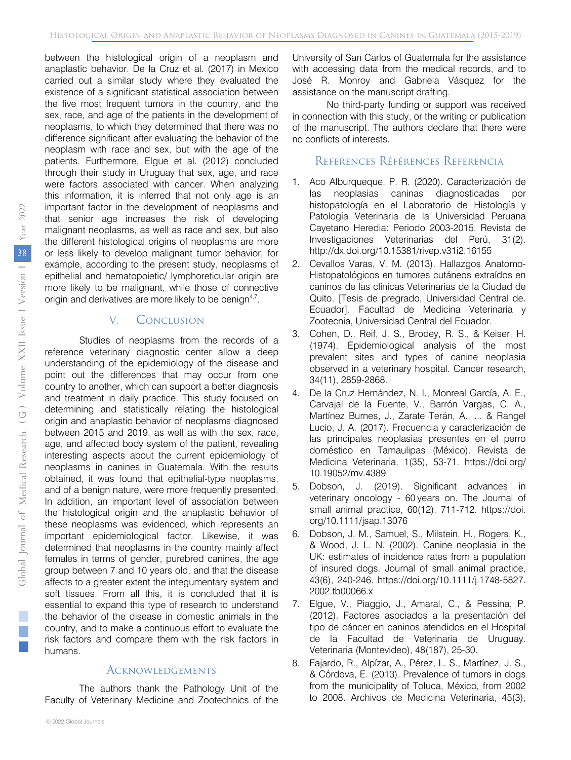between the histological origin of a neoplasm and anaplastic behavior. De la Cruz et al. (2017) in Mexico carried out a similar study where they evaluated the existence of a significant statistical association between the five most frequent tumors in the country, and the sex, race, and age of the patients in the development of neoplasms, to which they determined that there was no difference significant after evaluating the behavior of the neoplasm with race and sex, but with the age of the patients. Furthermore, Elgue et al. (2012) concluded through their study in Uruguay that sex, age, and race were factors associated with cancer. When analyzing this information, it is inferred that not only age is an important factor in the development of neoplasms and that senior age increases the risk of developing malignant neoplasms, as well as race and sex, but also the different histological origins of neoplasms are more or less likely to develop malignant tumor behavior, for example, according to the present study, neoplasms of epithelial and hematopoietic/ lymphoreticular origin are more likely to be malignant, while those of connective origin and derivatives are more likely to be benign[4,7].

## V. Conclusion

Studies of neoplasms from the records of a reference veterinary diagnostic center allow a deep understanding of the epidemiology of the disease and point out the differences that may occur from one country to another, which can support a better diagnosis and treatment in daily practice. This study focused on determining and statistically relating the histological origin and anaplastic behavior of neoplasms diagnosed between 2015 and 2019, as well as with the sex, race, age, and affected body system of the patient, revealing interesting aspects about the current epidemiology of neoplasms in canines in Guatemala. With the results obtained, it was found that epithelial-type neoplasms, and of a benign nature, were more frequently presented. In addition, an important level of association between the histological origin and the anaplastic behavior of these neoplasms was evidenced, which represents an important epidemiological factor. Likewise, it was determined that neoplasms in the country mainly affect females in terms of gender, purebred canines, the age group between 7 and 10 years old, and that the disease affects to a greater extent the integumentary system and soft tissues. From all this, it is concluded that it is essential to expand this type of research to understand the behavior of the disease in domestic animals in the country, and to make a continuous effort to evaluate the risk factors and compare them with the risk factors in humans.

## Acknowledgements

The authors thank the Pathology Unit of the Faculty of Veterinary Medicine and Zootechnics of the University of San Carlos of Guatemala for the assistance with accessing data from the medical records, and to José R. Monroy and Gabriela Vásquez for the assistance on the manuscript drafting.

No third-party funding or support was received in connection with this study, or the writing or publication of the manuscript. The authors declare that there were no conflicts of interests.

## References Références Referencia

1. Aco Alburqueque, P. R. (2020). Caracterización de las neoplasias caninas diagnosticadas por histopatología en el Laboratorio de Histología y Patología Veterinaria de la Universidad Peruana Cayetano Heredia: Periodo 2003-2015. Revista de Investigaciones Veterinarias del Perú, 31(2). http://dx.doi.org/10.15381/rivep.v31i2.16155
2. Cevallos Varas, V. M. (2013). Hallazgos Anatomo-Histopatológicos en tumores cutáneos extraídos en caninos de las clínicas Veterinarias de la Ciudad de Quito. [Tesis de pregrado, Universidad Central de. Ecuador]. Facultad de Medicina Veterinaria y Zootecnia, Universidad Central del Ecuador.
3. Cohen, D., Reif, J. S., Brodey, R. S., & Keiser, H. (1974). Epidemiological analysis of the most prevalent sites and types of canine neoplasia observed in a veterinary hospital. Cancer research, 34(11), 2859-2868.
4. De la Cruz Hernández, N. I., Monreal García, A. E., Carvajal de la Fuente, V., Barrón Vargas, C. A., Martínez Burnes, J., Zarate Terán, A., ... & Rangel Lucio, J. A. (2017). Frecuencia y caracterización de las principales neoplasias presentes en el perro doméstico en Tamaulipas (México). Revista de Medicina Veterinaria, 1(35), 53-71. https://doi.org/10.19052/mv.4389
5. Dobson, J. (2019). Significant advances in veterinary oncology - 60 years on. The Journal of small animal practice, 60(12), 711-712. https://doi.org/10.1111/jsap.13076
6. Dobson, J. M., Samuel, S., Milstein, H., Rogers, K., & Wood, J. L. N. (2002). Canine neoplasia in the UK: estimates of incidence rates from a population of insured dogs. Journal of small animal practice, 43(6), 240-246. https://doi.org/10.1111/j.1748-5827.2002.tb00066.x
7. Elgue, V., Piaggio, J., Amaral, C., & Pessina, P. (2012). Factores asociados a la presentación del tipo de cáncer en caninos atendidos en el Hospital de la Facultad de Veterinaria de Uruguay. Veterinaria (Montevideo), 48(187), 25-30.
8. Fajardo, R., Alpízar, A., Pérez, L. S., Martínez, J. S., & Córdova, E. (2013). Prevalence of tumors in dogs from the municipality of Toluca, México, from 2002 to 2008. Archivos de Medicina Veterinaria, 45(3),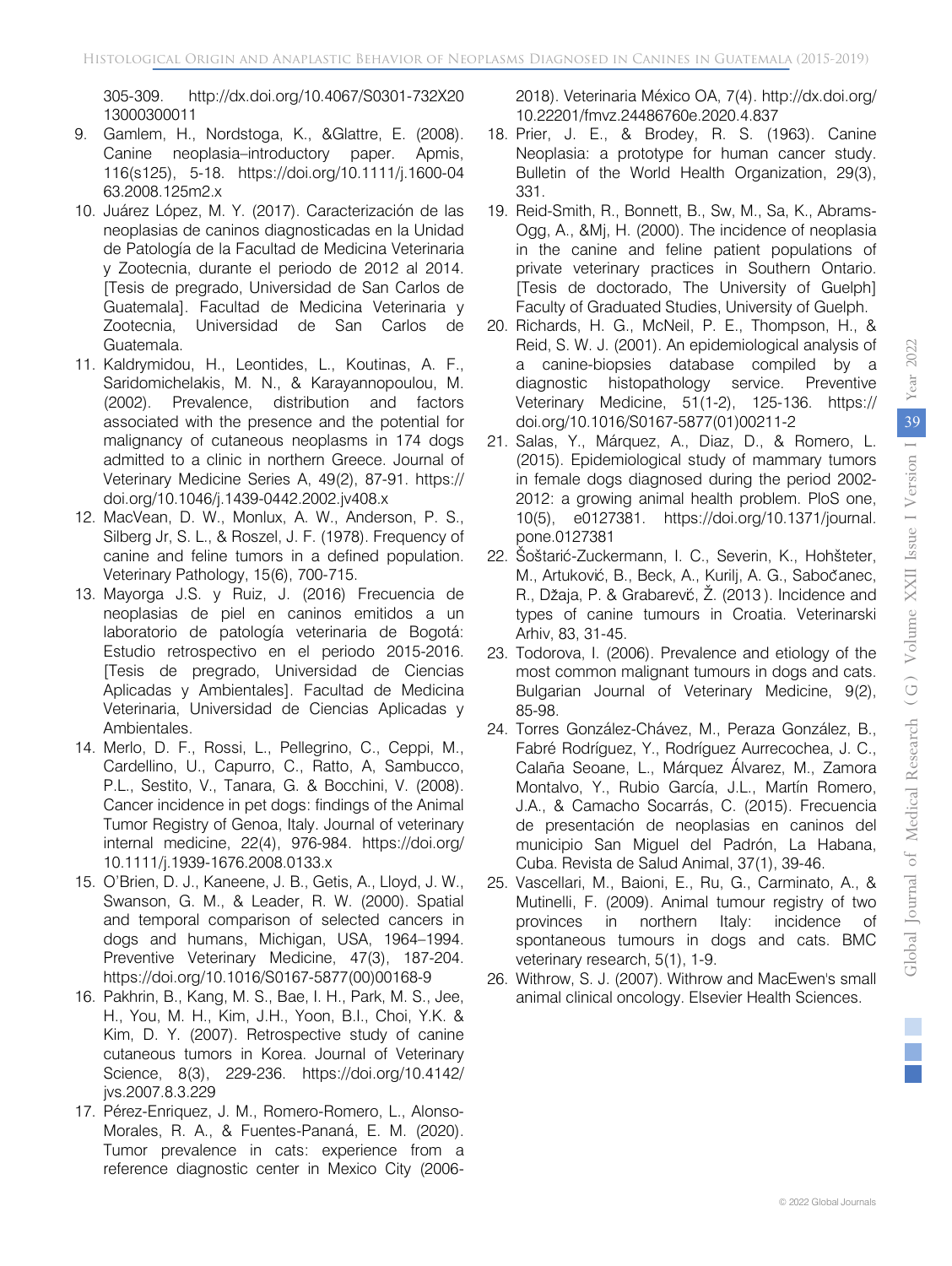305-309. http://dx.doi.org/10.4067/S0301-732X2013000300011

9. Gamlem, H., Nordstoga, K., &Glattre, E. (2008). Canine neoplasia–introductory paper. Apmis, 116(s125), 5-18. https://doi.org/10.1111/j.1600-0463.2008.125m2.x
10. Juárez López, M. Y. (2017). Caracterización de las neoplasias de caninos diagnosticadas en la Unidad de Patología de la Facultad de Medicina Veterinaria y Zootecnia, durante el periodo de 2012 al 2014. [Tesis de pregrado, Universidad de San Carlos de Guatemala]. Facultad de Medicina Veterinaria y Zootecnia, Universidad de San Carlos de Guatemala.
11. Kaldrymidou, H., Leontides, L., Koutinas, A. F., Saridomichelakis, M. N., & Karayannopoulou, M. (2002). Prevalence, distribution and factors associated with the presence and the potential for malignancy of cutaneous neoplasms in 174 dogs admitted to a clinic in northern Greece. Journal of Veterinary Medicine Series A, 49(2), 87-91. https://doi.org/10.1046/j.1439-0442.2002.jv408.x
12. MacVean, D. W., Monlux, A. W., Anderson, P. S., Silberg Jr, S. L., & Roszel, J. F. (1978). Frequency of canine and feline tumors in a defined population. Veterinary Pathology, 15(6), 700-715.
13. Mayorga J.S. y Ruiz, J. (2016) Frecuencia de neoplasias de piel en caninos emitidos a un laboratorio de patología veterinaria de Bogotá: Estudio retrospectivo en el periodo 2015-2016. [Tesis de pregrado, Universidad de Ciencias Aplicadas y Ambientales]. Facultad de Medicina Veterinaria, Universidad de Ciencias Aplicadas y Ambientales.
14. Merlo, D. F., Rossi, L., Pellegrino, C., Ceppi, M., Cardellino, U., Capurro, C., Ratto, A, Sambucco, P.L., Sestito, V., Tanara, G. & Bocchini, V. (2008). Cancer incidence in pet dogs: findings of the Animal Tumor Registry of Genoa, Italy. Journal of veterinary internal medicine, 22(4), 976-984. https://doi.org/10.1111/j.1939-1676.2008.0133.x
15. O'Brien, D. J., Kaneene, J. B., Getis, A., Lloyd, J. W., Swanson, G. M., & Leader, R. W. (2000). Spatial and temporal comparison of selected cancers in dogs and humans, Michigan, USA, 1964–1994. Preventive Veterinary Medicine, 47(3), 187-204. https://doi.org/10.1016/S0167-5877(00)00168-9
16. Pakhrin, B., Kang, M. S., Bae, I. H., Park, M. S., Jee, H., You, M. H., Kim, J.H., Yoon, B.I., Choi, Y.K. & Kim, D. Y. (2007). Retrospective study of canine cutaneous tumors in Korea. Journal of Veterinary Science, 8(3), 229-236. https://doi.org/10.4142/jvs.2007.8.3.229
17. Pérez-Enriquez, J. M., Romero-Romero, L., Alonso-Morales, R. A., & Fuentes-Pananá, E. M. (2020). Tumor prevalence in cats: experience from a reference diagnostic center in Mexico City (2006-2018). Veterinaria México OA, 7(4). http://dx.doi.org/10.22201/fmvz.24486760e.2020.4.837
18. Prier, J. E., & Brodey, R. S. (1963). Canine Neoplasia: a prototype for human cancer study. Bulletin of the World Health Organization, 29(3), 331.
19. Reid-Smith, R., Bonnett, B., Sw, M., Sa, K., Abrams-Ogg, A., &Mj, H. (2000). The incidence of neoplasia in the canine and feline patient populations of private veterinary practices in Southern Ontario. [Tesis de doctorado, The University of Guelph] Faculty of Graduated Studies, University of Guelph.
20. Richards, H. G., McNeil, P. E., Thompson, H., & Reid, S. W. J. (2001). An epidemiological analysis of a canine-biopsies database compiled by a diagnostic histopathology service. Preventive Veterinary Medicine, 51(1-2), 125-136. https://doi.org/10.1016/S0167-5877(01)00211-2
21. Salas, Y., Márquez, A., Diaz, D., & Romero, L. (2015). Epidemiological study of mammary tumors in female dogs diagnosed during the period 2002-2012: a growing animal health problem. PloS one, 10(5), e0127381. https://doi.org/10.1371/journal.pone.0127381
22. Šoštarić-Zuckermann, I. C., Severin, K., Hohšteter, M., Artuković, B., Beck, A., Kurilj, A. G., Sabočanec, R., Džaja, P. & Grabarevč, Ž. (2013). Incidence and types of canine tumours in Croatia. Veterinarski Arhiv, 83, 31-45.
23. Todorova, I. (2006). Prevalence and etiology of the most common malignant tumours in dogs and cats. Bulgarian Journal of Veterinary Medicine, 9(2), 85-98.
24. Torres González-Chávez, M., Peraza González, B., Fabré Rodríguez, Y., Rodríguez Aurrecochea, J. C., Calaña Seoane, L., Márquez Álvarez, M., Zamora Montalvo, Y., Rubio García, J.L., Martín Romero, J.A., & Camacho Socarrás, C. (2015). Frecuencia de presentación de neoplasias en caninos del municipio San Miguel del Padrón, La Habana, Cuba. Revista de Salud Animal, 37(1), 39-46.
25. Vascellari, M., Baioni, E., Ru, G., Carminato, A., & Mutinelli, F. (2009). Animal tumour registry of two provinces in northern Italy: incidence of spontaneous tumours in dogs and cats. BMC veterinary research, 5(1), 1-9.
26. Withrow, S. J. (2007). Withrow and MacEwen's small animal clinical oncology. Elsevier Health Sciences.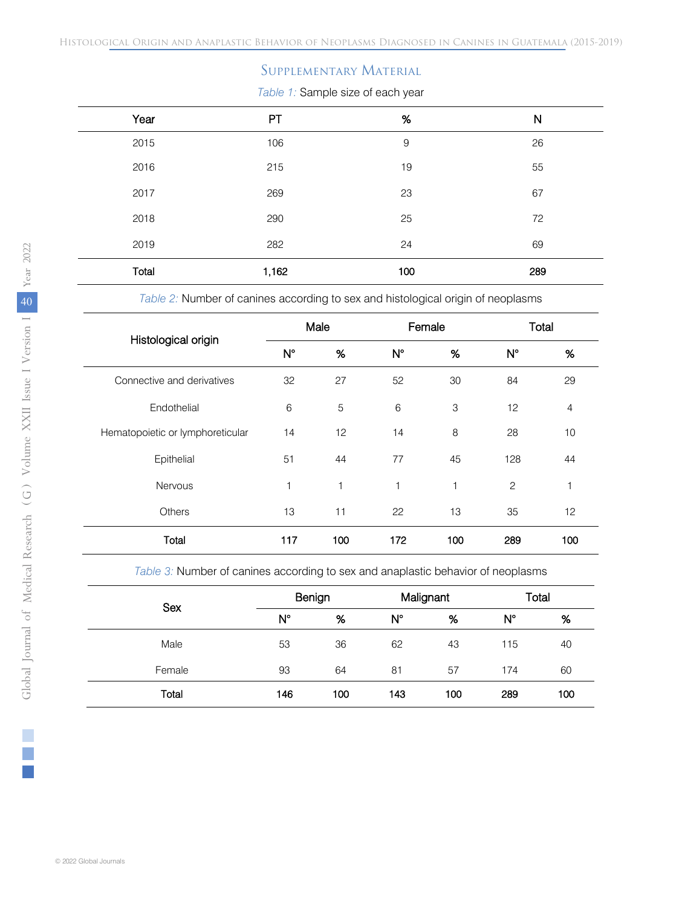## Supplementary Material

*Table 1:* Sample size of each year

| Year | PT | % | N |
|---|---|---|---|
| 2015 | 106 | 9 | 26 |
| 2016 | 215 | 19 | 55 |
| 2017 | 269 | 23 | 67 |
| 2018 | 290 | 25 | 72 |
| 2019 | 282 | 24 | 69 |
| **Total** | **1,162** | **100** | **289** |

*Table 2:* Number of canines according to sex and histological origin of neoplasms

| Histological origin | Male | | Female | | Total | |
|---|---|---|---|---|---|---|
| | N° | % | N° | % | N° | % |
| Connective and derivatives | 32 | 27 | 52 | 30 | 84 | 29 |
| Endothelial | 6 | 5 | 6 | 3 | 12 | 4 |
| Hematopoietic or lymphoreticular | 14 | 12 | 14 | 8 | 28 | 10 |
| Epithelial | 51 | 44 | 77 | 45 | 128 | 44 |
| Nervous | 1 | 1 | 1 | 1 | 2 | 1 |
| Others | 13 | 11 | 22 | 13 | 35 | 12 |
| **Total** | **117** | **100** | **172** | **100** | **289** | **100** |

*Table 3:* Number of canines according to sex and anaplastic behavior of neoplasms

| Sex | Benign | | Malignant | | Total | |
|---|---|---|---|---|---|---|
| | N° | % | N° | % | N° | % |
| Male | 53 | 36 | 62 | 43 | 115 | 40 |
| Female | 93 | 64 | 81 | 57 | 174 | 60 |
| **Total** | **146** | **100** | **143** | **100** | **289** | **100** |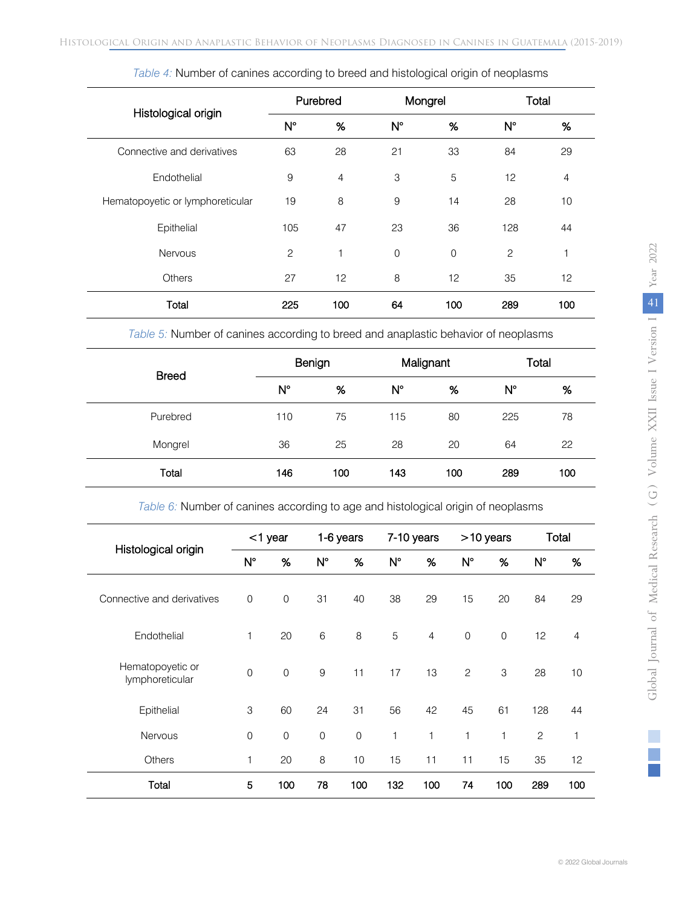*Table 4:* Number of canines according to breed and histological origin of neoplasms

| Histological origin | Purebred | | Mongrel | | Total | |
|---|---|---|---|---|---|---|
| | N° | % | N° | % | N° | % |
| Connective and derivatives | 63 | 28 | 21 | 33 | 84 | 29 |
| Endothelial | 9 | 4 | 3 | 5 | 12 | 4 |
| Hematopoyetic or lymphoreticular | 19 | 8 | 9 | 14 | 28 | 10 |
| Epithelial | 105 | 47 | 23 | 36 | 128 | 44 |
| Nervous | 2 | 1 | 0 | 0 | 2 | 1 |
| Others | 27 | 12 | 8 | 12 | 35 | 12 |
| **Total** | **225** | **100** | **64** | **100** | **289** | **100** |

*Table 5:* Number of canines according to breed and anaplastic behavior of neoplasms

| Breed | Benign | | Malignant | | Total | |
|---|---|---|---|---|---|---|
| | N° | % | N° | % | N° | % |
| Purebred | 110 | 75 | 115 | 80 | 225 | 78 |
| Mongrel | 36 | 25 | 28 | 20 | 64 | 22 |
| **Total** | **146** | **100** | **143** | **100** | **289** | **100** |

*Table 6:* Number of canines according to age and histological origin of neoplasms

| Histological origin | <1 year | | 1-6 years | | 7-10 years | | >10 years | | Total | |
|---|---|---|---|---|---|---|---|---|---|---|
| | N° | % | N° | % | N° | % | N° | % | N° | % |
| Connective and derivatives | 0 | 0 | 31 | 40 | 38 | 29 | 15 | 20 | 84 | 29 |
| Endothelial | 1 | 20 | 6 | 8 | 5 | 4 | 0 | 0 | 12 | 4 |
| Hematopoyetic or lymphoreticular | 0 | 0 | 9 | 11 | 17 | 13 | 2 | 3 | 28 | 10 |
| Epithelial | 3 | 60 | 24 | 31 | 56 | 42 | 45 | 61 | 128 | 44 |
| Nervous | 0 | 0 | 0 | 0 | 1 | 1 | 1 | 1 | 2 | 1 |
| Others | 1 | 20 | 8 | 10 | 15 | 11 | 11 | 15 | 35 | 12 |
| **Total** | **5** | **100** | **78** | **100** | **132** | **100** | **74** | **100** | **289** | **100** |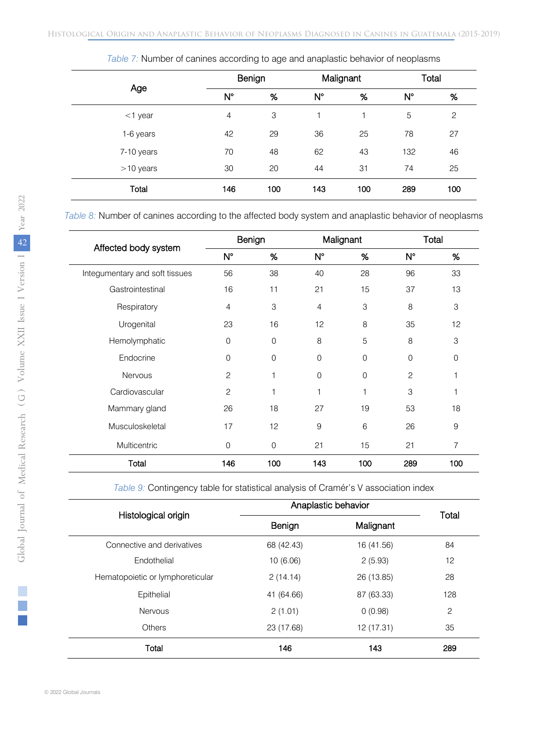*Table 7:* Number of canines according to age and anaplastic behavior of neoplasms

| Age | Benign | | Malignant | | Total | |
|---|---|---|---|---|---|---|
| | N° | % | N° | % | N° | % |
| <1 year | 4 | 3 | 1 | 1 | 5 | 2 |
| 1-6 years | 42 | 29 | 36 | 25 | 78 | 27 |
| 7-10 years | 70 | 48 | 62 | 43 | 132 | 46 |
| >10 years | 30 | 20 | 44 | 31 | 74 | 25 |
| **Total** | **146** | **100** | **143** | **100** | **289** | **100** |

*Table 8:* Number of canines according to the affected body system and anaplastic behavior of neoplasms

| Affected body system | Benign | | Malignant | | Total | |
|---|---|---|---|---|---|---|
| | N° | % | N° | % | N° | % |
| Integumentary and soft tissues | 56 | 38 | 40 | 28 | 96 | 33 |
| Gastrointestinal | 16 | 11 | 21 | 15 | 37 | 13 |
| Respiratory | 4 | 3 | 4 | 3 | 8 | 3 |
| Urogenital | 23 | 16 | 12 | 8 | 35 | 12 |
| Hemolymphatic | 0 | 0 | 8 | 5 | 8 | 3 |
| Endocrine | 0 | 0 | 0 | 0 | 0 | 0 |
| Nervous | 2 | 1 | 0 | 0 | 2 | 1 |
| Cardiovascular | 2 | 1 | 1 | 1 | 3 | 1 |
| Mammary gland | 26 | 18 | 27 | 19 | 53 | 18 |
| Musculoskeletal | 17 | 12 | 9 | 6 | 26 | 9 |
| Multicentric | 0 | 0 | 21 | 15 | 21 | 7 |
| **Total** | **146** | **100** | **143** | **100** | **289** | **100** |

*Table 9:* Contingency table for statistical analysis of Cramér's V association index

| Histological origin | Anaplastic behavior | | Total |
|---|---|---|---|
| | Benign | Malignant | |
| Connective and derivatives | 68 (42.43) | 16 (41.56) | 84 |
| Endothelial | 10 (6.06) | 2 (5.93) | 12 |
| Hematopoietic or lymphoreticular | 2 (14.14) | 26 (13.85) | 28 |
| Epithelial | 41 (64.66) | 87 (63.33) | 128 |
| Nervous | 2 (1.01) | 0 (0.98) | 2 |
| Others | 23 (17.68) | 12 (17.31) | 35 |
| **Total** | **146** | **143** | **289** |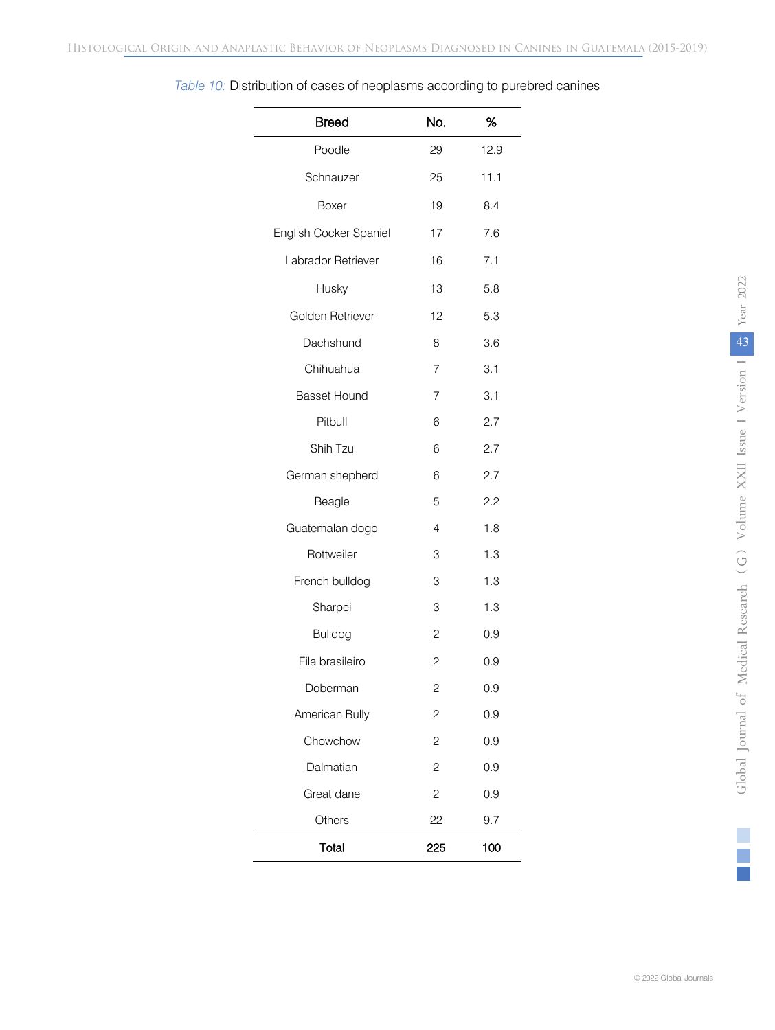*Table 10:* Distribution of cases of neoplasms according to purebred canines

| Breed | No. | % |
|---|---|---|
| Poodle | 29 | 12.9 |
| Schnauzer | 25 | 11.1 |
| Boxer | 19 | 8.4 |
| English Cocker Spaniel | 17 | 7.6 |
| Labrador Retriever | 16 | 7.1 |
| Husky | 13 | 5.8 |
| Golden Retriever | 12 | 5.3 |
| Dachshund | 8 | 3.6 |
| Chihuahua | 7 | 3.1 |
| Basset Hound | 7 | 3.1 |
| Pitbull | 6 | 2.7 |
| Shih Tzu | 6 | 2.7 |
| German shepherd | 6 | 2.7 |
| Beagle | 5 | 2.2 |
| Guatemalan dogo | 4 | 1.8 |
| Rottweiler | 3 | 1.3 |
| French bulldog | 3 | 1.3 |
| Sharpei | 3 | 1.3 |
| Bulldog | 2 | 0.9 |
| Fila brasileiro | 2 | 0.9 |
| Doberman | 2 | 0.9 |
| American Bully | 2 | 0.9 |
| Chowchow | 2 | 0.9 |
| Dalmatian | 2 | 0.9 |
| Great dane | 2 | 0.9 |
| Others | 22 | 9.7 |
| **Total** | **225** | **100** |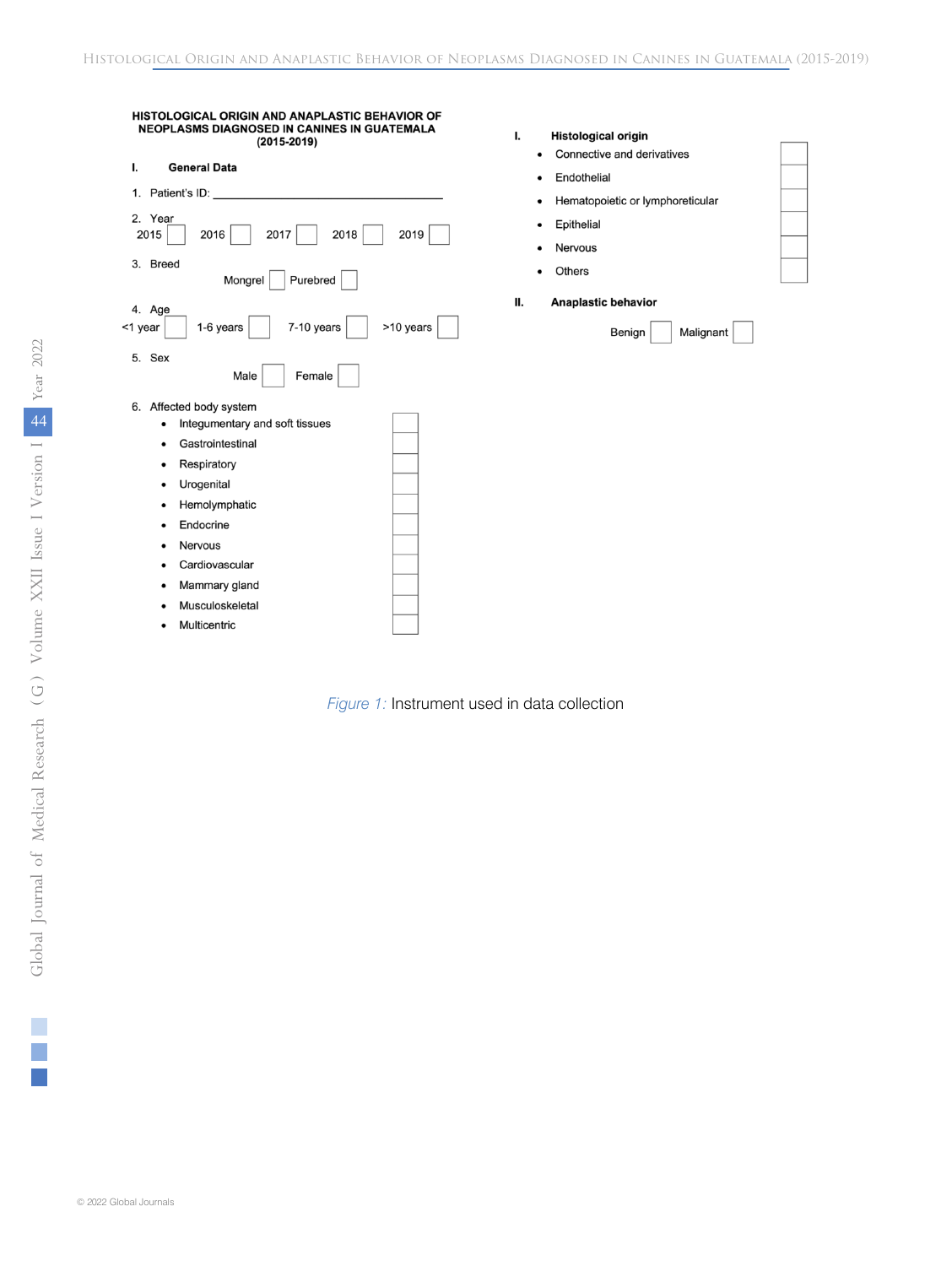**HISTOLOGICAL ORIGIN AND ANAPLASTIC BEHAVIOR OF NEOPLASMS DIAGNOSED IN CANINES IN GUATEMALA (2015-2019)**

**I. General Data**

1. Patient's ID: ______________________________

2. Year
   2015 ☐ 2016 ☐ 2017 ☐ 2018 ☐ 2019 ☐

3. Breed
   Mongrel ☐ Purebred ☐

4. Age
   <1 year ☐ 1-6 years ☐ 7-10 years ☐ >10 years ☐

5. Sex
   Male ☐ Female ☐

6. Affected body system
   - Integumentary and soft tissues ☐
   - Gastrointestinal ☐
   - Respiratory ☐
   - Urogenital ☐
   - Hemolymphatic ☐
   - Endocrine ☐
   - Nervous ☐
   - Cardiovascular ☐
   - Mammary gland ☐
   - Musculoskeletal ☐
   - Multicentric ☐

**I. Histological origin**

- Connective and derivatives ☐
- Endothelial ☐
- Hematopoietic or lymphoreticular ☐
- Epithelial ☐
- Nervous ☐
- Others ☐

**II. Anaplastic behavior**

Benign ☐ Malignant ☐

*Figure 1:* Instrument used in data collection